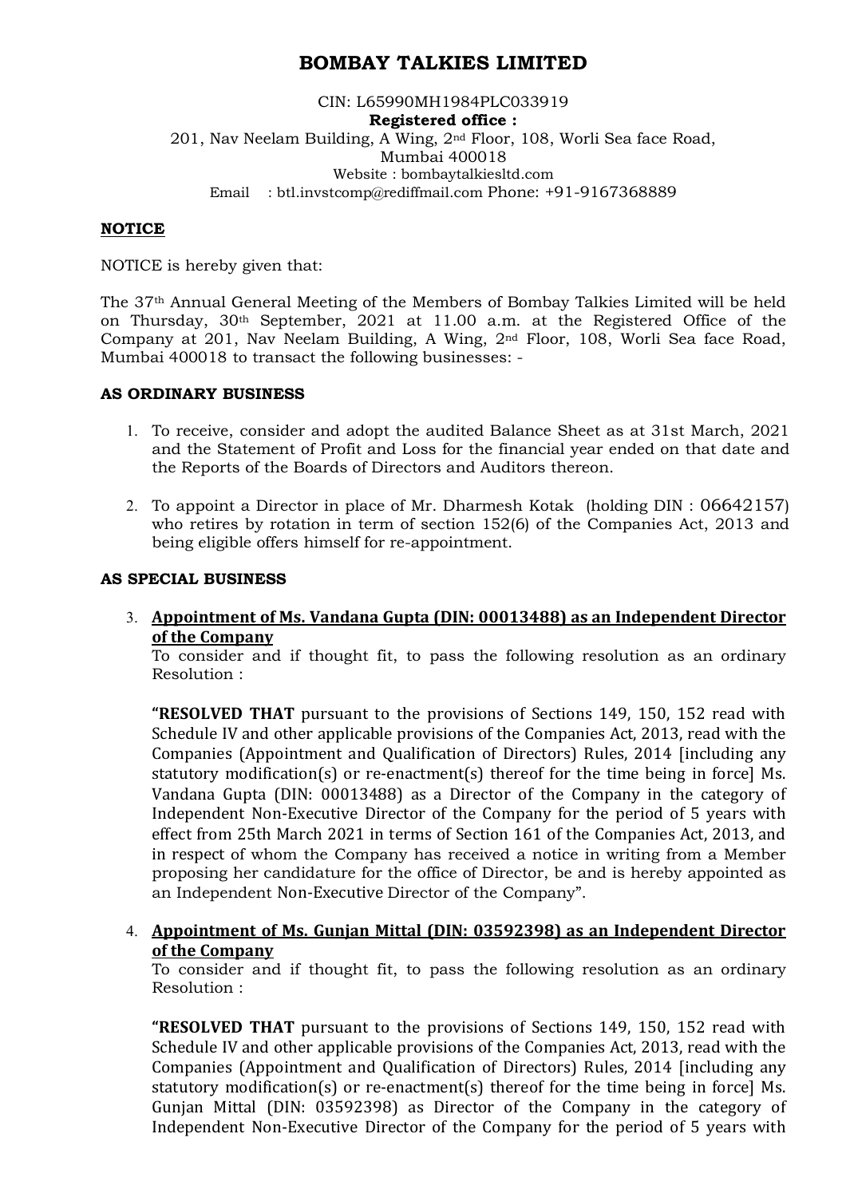# BOMBAY TALKIES LIMITED

CIN: L65990MH1984PLC033919

**Registered office :**

201, Nav Neelam Building, A Wing, 2nd Floor, 108, Worli Sea face Road, Mumbai 400018

Website : bombaytalkiesltd.com

Email : btl.invstcomp@rediffmail.com Phone: +91-9167368889

## NOTICE

NOTICE is hereby given that:

The 37th Annual General Meeting of the Members of Bombay Talkies Limited will be held on Thursday, 30th September, 2021 at 11.00 a.m. at the Registered Office of the Company at 201, Nav Neelam Building, A Wing, 2nd Floor, 108, Worli Sea face Road, Mumbai 400018 to transact the following businesses: -

### AS ORDINARY BUSINESS

1. To receive, consider and adopt the audited Balance Sheet as at 31st March, 2021 and the Statement of Profit and Loss for the financial year ended on that date and the Reports of the Boards of Directors and Auditors thereon.

2. To appoint a Director in place of Mr. Dharmesh Kotak (holding DIN : 06642157) who retires by rotation in term of section 152(6) of the Companies Act, 2013 and being eligible offers himself for re-appointment.

### AS SPECIAL BUSINESS

3. **Appointment of Ms. Vandana Gupta (DIN: 00013488) as an Independent Director of the Company**

   To consider and if thought fit, to pass the following resolution as an ordinary Resolution :

   **"RESOLVED THAT** pursuant to the provisions of Sections 149, 150, 152 read with Schedule IV and other applicable provisions of the Companies Act, 2013, read with the Companies (Appointment and Qualification of Directors) Rules, 2014 [including any statutory modification(s) or re-enactment(s) thereof for the time being in force] Ms. Vandana Gupta (DIN: 00013488) as a Director of the Company in the category of Independent Non-Executive Director of the Company for the period of 5 years with effect from 25th March 2021 in terms of Section 161 of the Companies Act, 2013, and in respect of whom the Company has received a notice in writing from a Member proposing her candidature for the office of Director, be and is hereby appointed as an Independent Non-Executive Director of the Company".

4. **Appointment of Ms. Gunjan Mittal (DIN: 03592398) as an Independent Director of the Company**

   To consider and if thought fit, to pass the following resolution as an ordinary Resolution :

   **"RESOLVED THAT** pursuant to the provisions of Sections 149, 150, 152 read with Schedule IV and other applicable provisions of the Companies Act, 2013, read with the Companies (Appointment and Qualification of Directors) Rules, 2014 [including any statutory modification(s) or re-enactment(s) thereof for the time being in force] Ms. Gunjan Mittal (DIN: 03592398) as Director of the Company in the category of Independent Non-Executive Director of the Company for the period of 5 years with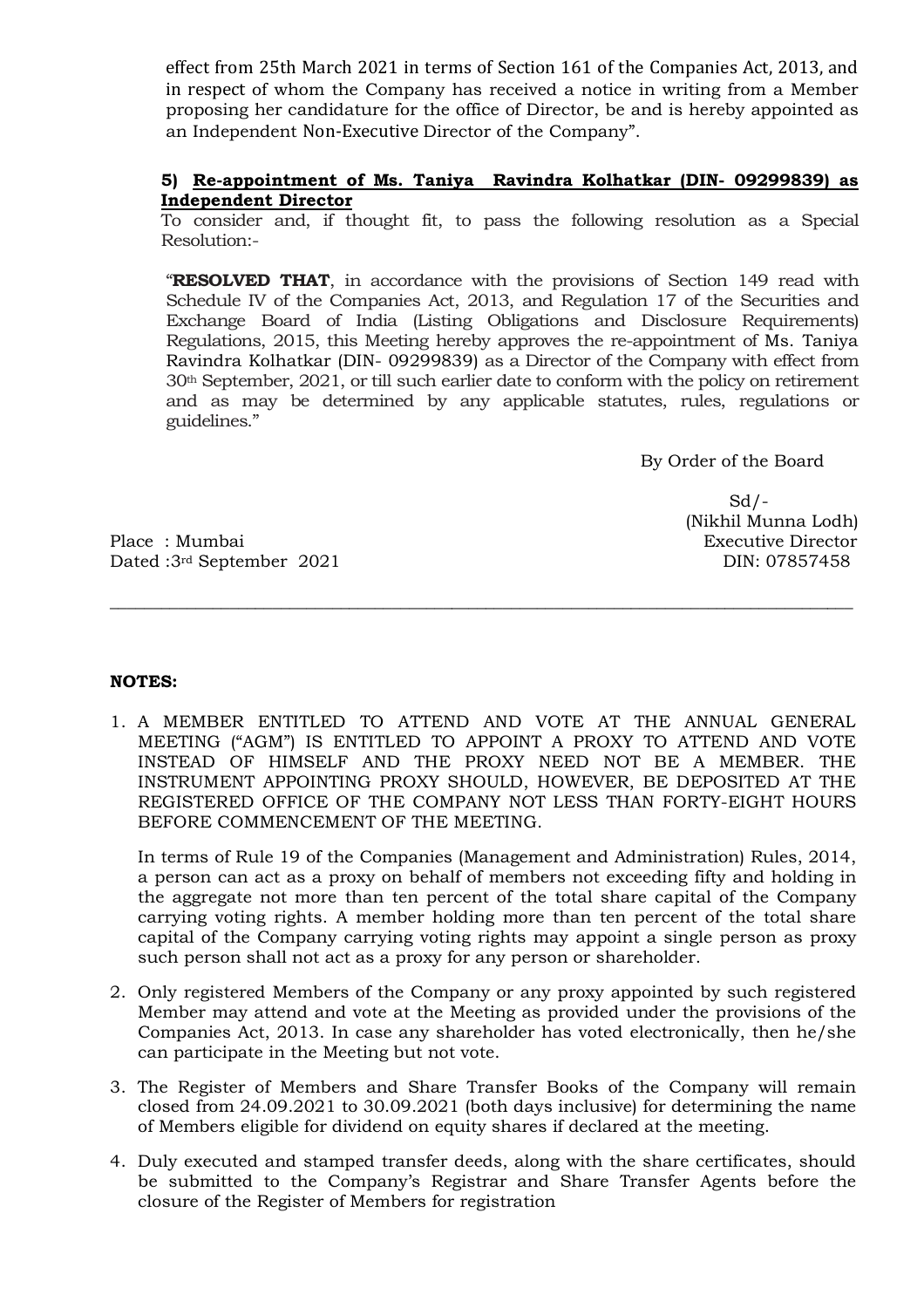effect from 25th March 2021 in terms of Section 161 of the Companies Act, 2013, and in respect of whom the Company has received a notice in writing from a Member proposing her candidature for the office of Director, be and is hereby appointed as an Independent Non-Executive Director of the Company".

**5) Re-appointment of Ms. Taniya Ravindra Kolhatkar (DIN- 09299839) as Independent Director**

To consider and, if thought fit, to pass the following resolution as a Special Resolution:-

"**RESOLVED THAT**, in accordance with the provisions of Section 149 read with Schedule IV of the Companies Act, 2013, and Regulation 17 of the Securities and Exchange Board of India (Listing Obligations and Disclosure Requirements) Regulations, 2015, this Meeting hereby approves the re-appointment of Ms. Taniya Ravindra Kolhatkar (DIN- 09299839) as a Director of the Company with effect from 30th September, 2021, or till such earlier date to conform with the policy on retirement and as may be determined by any applicable statutes, rules, regulations or guidelines."

By Order of the Board

Sd/-
(Nikhil Munna Lodh)
Executive Director
DIN: 07857458

Place : Mumbai
Dated :3rd September 2021

---

**NOTES:**

1. A MEMBER ENTITLED TO ATTEND AND VOTE AT THE ANNUAL GENERAL MEETING ("AGM") IS ENTITLED TO APPOINT A PROXY TO ATTEND AND VOTE INSTEAD OF HIMSELF AND THE PROXY NEED NOT BE A MEMBER. THE INSTRUMENT APPOINTING PROXY SHOULD, HOWEVER, BE DEPOSITED AT THE REGISTERED OFFICE OF THE COMPANY NOT LESS THAN FORTY-EIGHT HOURS BEFORE COMMENCEMENT OF THE MEETING.

   In terms of Rule 19 of the Companies (Management and Administration) Rules, 2014, a person can act as a proxy on behalf of members not exceeding fifty and holding in the aggregate not more than ten percent of the total share capital of the Company carrying voting rights. A member holding more than ten percent of the total share capital of the Company carrying voting rights may appoint a single person as proxy such person shall not act as a proxy for any person or shareholder.

2. Only registered Members of the Company or any proxy appointed by such registered Member may attend and vote at the Meeting as provided under the provisions of the Companies Act, 2013. In case any shareholder has voted electronically, then he/she can participate in the Meeting but not vote.

3. The Register of Members and Share Transfer Books of the Company will remain closed from 24.09.2021 to 30.09.2021 (both days inclusive) for determining the name of Members eligible for dividend on equity shares if declared at the meeting.

4. Duly executed and stamped transfer deeds, along with the share certificates, should be submitted to the Company's Registrar and Share Transfer Agents before the closure of the Register of Members for registration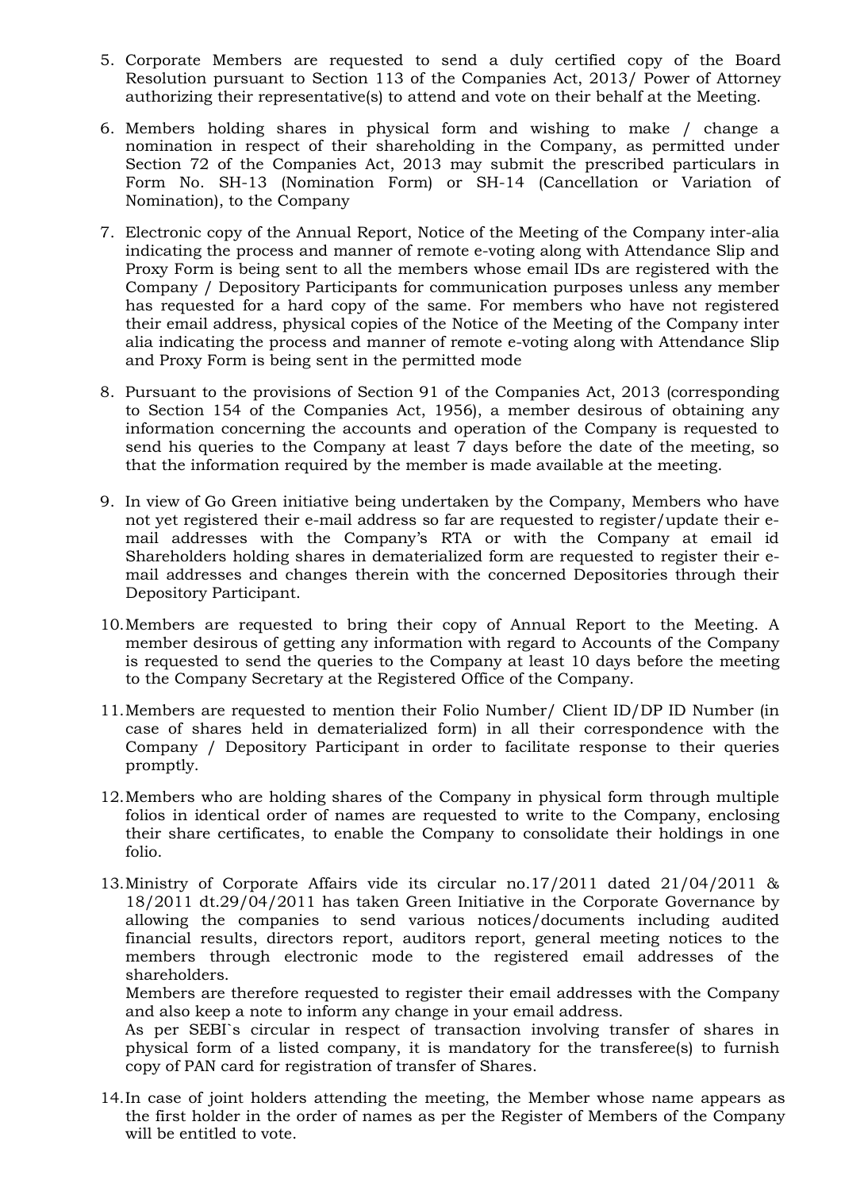5. Corporate Members are requested to send a duly certified copy of the Board Resolution pursuant to Section 113 of the Companies Act, 2013/ Power of Attorney authorizing their representative(s) to attend and vote on their behalf at the Meeting.

6. Members holding shares in physical form and wishing to make / change a nomination in respect of their shareholding in the Company, as permitted under Section 72 of the Companies Act, 2013 may submit the prescribed particulars in Form No. SH-13 (Nomination Form) or SH-14 (Cancellation or Variation of Nomination), to the Company

7. Electronic copy of the Annual Report, Notice of the Meeting of the Company inter-alia indicating the process and manner of remote e-voting along with Attendance Slip and Proxy Form is being sent to all the members whose email IDs are registered with the Company / Depository Participants for communication purposes unless any member has requested for a hard copy of the same. For members who have not registered their email address, physical copies of the Notice of the Meeting of the Company inter alia indicating the process and manner of remote e-voting along with Attendance Slip and Proxy Form is being sent in the permitted mode

8. Pursuant to the provisions of Section 91 of the Companies Act, 2013 (corresponding to Section 154 of the Companies Act, 1956), a member desirous of obtaining any information concerning the accounts and operation of the Company is requested to send his queries to the Company at least 7 days before the date of the meeting, so that the information required by the member is made available at the meeting.

9. In view of Go Green initiative being undertaken by the Company, Members who have not yet registered their e-mail address so far are requested to register/update their e-mail addresses with the Company's RTA or with the Company at email id Shareholders holding shares in dematerialized form are requested to register their e-mail addresses and changes therein with the concerned Depositories through their Depository Participant.

10. Members are requested to bring their copy of Annual Report to the Meeting. A member desirous of getting any information with regard to Accounts of the Company is requested to send the queries to the Company at least 10 days before the meeting to the Company Secretary at the Registered Office of the Company.

11. Members are requested to mention their Folio Number/ Client ID/DP ID Number (in case of shares held in dematerialized form) in all their correspondence with the Company / Depository Participant in order to facilitate response to their queries promptly.

12. Members who are holding shares of the Company in physical form through multiple folios in identical order of names are requested to write to the Company, enclosing their share certificates, to enable the Company to consolidate their holdings in one folio.

13. Ministry of Corporate Affairs vide its circular no.17/2011 dated 21/04/2011 & 18/2011 dt.29/04/2011 has taken Green Initiative in the Corporate Governance by allowing the companies to send various notices/documents including audited financial results, directors report, auditors report, general meeting notices to the members through electronic mode to the registered email addresses of the shareholders.
    Members are therefore requested to register their email addresses with the Company and also keep a note to inform any change in your email address.
    As per SEBI`s circular in respect of transaction involving transfer of shares in physical form of a listed company, it is mandatory for the transferee(s) to furnish copy of PAN card for registration of transfer of Shares.

14. In case of joint holders attending the meeting, the Member whose name appears as the first holder in the order of names as per the Register of Members of the Company will be entitled to vote.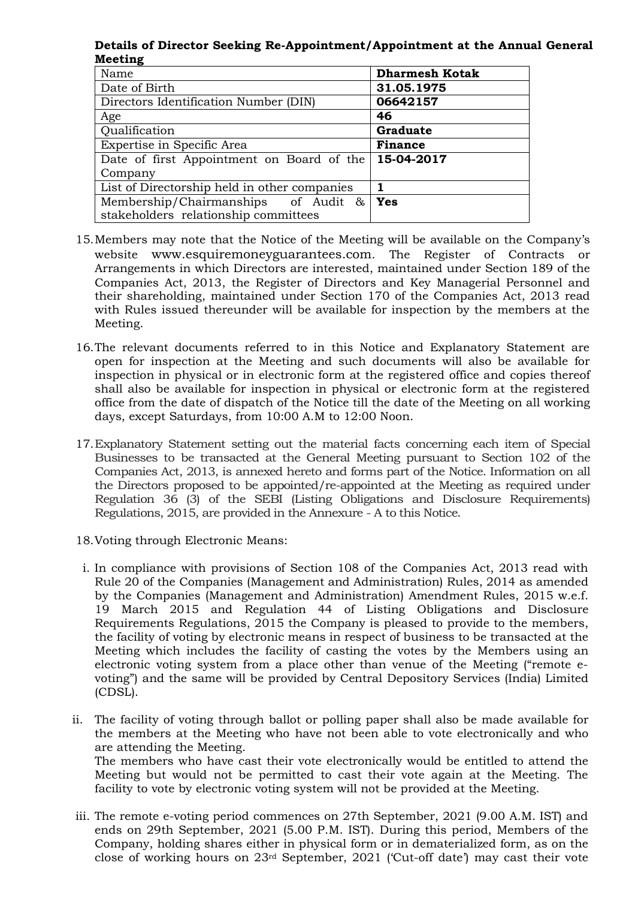**Details of Director Seeking Re-Appointment/Appointment at the Annual General Meeting**

| Name | **Dharmesh Kotak** |
|---|---|
| Date of Birth | **31.05.1975** |
| Directors Identification Number (DIN) | **06642157** |
| Age | **46** |
| Qualification | **Graduate** |
| Expertise in Specific Area | **Finance** |
| Date of first Appointment on Board of the Company | **15-04-2017** |
| List of Directorship held in other companies | **1** |
| Membership/Chairmanships of Audit & stakeholders relationship committees | **Yes** |

15. Members may note that the Notice of the Meeting will be available on the Company's website www.esquiremoneyguarantees.com. The Register of Contracts or Arrangements in which Directors are interested, maintained under Section 189 of the Companies Act, 2013, the Register of Directors and Key Managerial Personnel and their shareholding, maintained under Section 170 of the Companies Act, 2013 read with Rules issued thereunder will be available for inspection by the members at the Meeting.

16. The relevant documents referred to in this Notice and Explanatory Statement are open for inspection at the Meeting and such documents will also be available for inspection in physical or in electronic form at the registered office and copies thereof shall also be available for inspection in physical or electronic form at the registered office from the date of dispatch of the Notice till the date of the Meeting on all working days, except Saturdays, from 10:00 A.M to 12:00 Noon.

17. Explanatory Statement setting out the material facts concerning each item of Special Businesses to be transacted at the General Meeting pursuant to Section 102 of the Companies Act, 2013, is annexed hereto and forms part of the Notice. Information on all the Directors proposed to be appointed/re-appointed at the Meeting as required under Regulation 36 (3) of the SEBI (Listing Obligations and Disclosure Requirements) Regulations, 2015, are provided in the Annexure - A to this Notice.

18. Voting through Electronic Means:

i. In compliance with provisions of Section 108 of the Companies Act, 2013 read with Rule 20 of the Companies (Management and Administration) Rules, 2014 as amended by the Companies (Management and Administration) Amendment Rules, 2015 w.e.f. 19 March 2015 and Regulation 44 of Listing Obligations and Disclosure Requirements Regulations, 2015 the Company is pleased to provide to the members, the facility of voting by electronic means in respect of business to be transacted at the Meeting which includes the facility of casting the votes by the Members using an electronic voting system from a place other than venue of the Meeting ("remote e-voting") and the same will be provided by Central Depository Services (India) Limited (CDSL).

ii. The facility of voting through ballot or polling paper shall also be made available for the members at the Meeting who have not been able to vote electronically and who are attending the Meeting.
The members who have cast their vote electronically would be entitled to attend the Meeting but would not be permitted to cast their vote again at the Meeting. The facility to vote by electronic voting system will not be provided at the Meeting.

iii. The remote e-voting period commences on 27th September, 2021 (9.00 A.M. IST) and ends on 29th September, 2021 (5.00 P.M. IST). During this period, Members of the Company, holding shares either in physical form or in dematerialized form, as on the close of working hours on 23rd September, 2021 ('Cut-off date') may cast their vote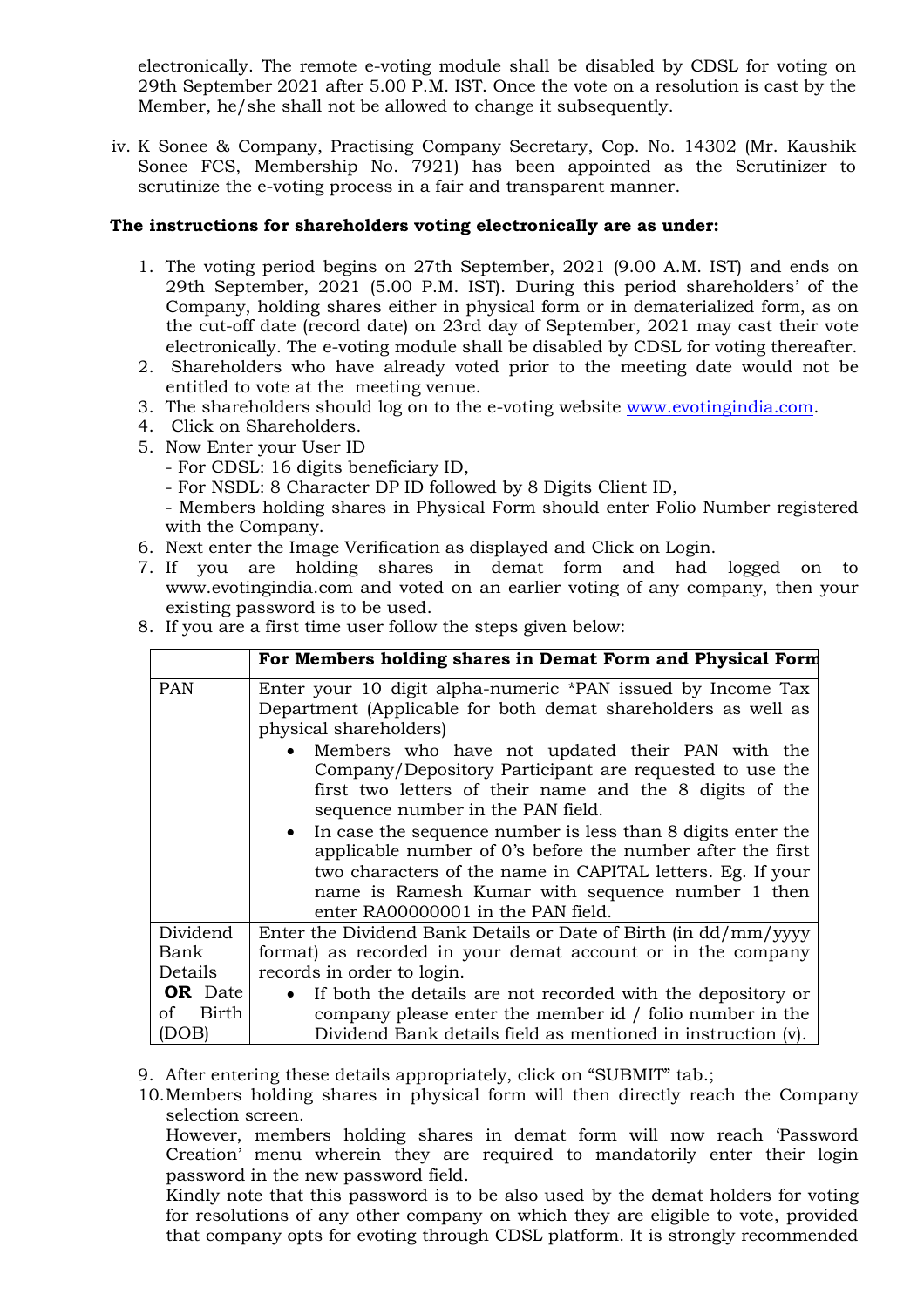electronically. The remote e-voting module shall be disabled by CDSL for voting on 29th September 2021 after 5.00 P.M. IST. Once the vote on a resolution is cast by the Member, he/she shall not be allowed to change it subsequently.

iv. K Sonee & Company, Practising Company Secretary, Cop. No. 14302 (Mr. Kaushik Sonee FCS, Membership No. 7921) has been appointed as the Scrutinizer to scrutinize the e-voting process in a fair and transparent manner.

**The instructions for shareholders voting electronically are as under:**

1. The voting period begins on 27th September, 2021 (9.00 A.M. IST) and ends on 29th September, 2021 (5.00 P.M. IST). During this period shareholders' of the Company, holding shares either in physical form or in dematerialized form, as on the cut-off date (record date) on 23rd day of September, 2021 may cast their vote electronically. The e-voting module shall be disabled by CDSL for voting thereafter.
2. Shareholders who have already voted prior to the meeting date would not be entitled to vote at the meeting venue.
3. The shareholders should log on to the e-voting website www.evotingindia.com.
4. Click on Shareholders.
5. Now Enter your User ID
   - For CDSL: 16 digits beneficiary ID,
   - For NSDL: 8 Character DP ID followed by 8 Digits Client ID,
   - Members holding shares in Physical Form should enter Folio Number registered with the Company.
6. Next enter the Image Verification as displayed and Click on Login.
7. If you are holding shares in demat form and had logged on to www.evotingindia.com and voted on an earlier voting of any company, then your existing password is to be used.
8. If you are a first time user follow the steps given below:

| | **For Members holding shares in Demat Form and Physical Form** |
|---|---|
| PAN | Enter your 10 digit alpha-numeric *PAN issued by Income Tax Department (Applicable for both demat shareholders as well as physical shareholders)<br>• Members who have not updated their PAN with the Company/Depository Participant are requested to use the first two letters of their name and the 8 digits of the sequence number in the PAN field.<br>• In case the sequence number is less than 8 digits enter the applicable number of 0's before the number after the first two characters of the name in CAPITAL letters. Eg. If your name is Ramesh Kumar with sequence number 1 then enter RA00000001 in the PAN field. |
| Dividend Bank Details **OR** Date of Birth (DOB) | Enter the Dividend Bank Details or Date of Birth (in dd/mm/yyyy format) as recorded in your demat account or in the company records in order to login.<br>• If both the details are not recorded with the depository or company please enter the member id / folio number in the Dividend Bank details field as mentioned in instruction (v). |

9. After entering these details appropriately, click on "SUBMIT" tab.;
10. Members holding shares in physical form will then directly reach the Company selection screen.
    However, members holding shares in demat form will now reach 'Password Creation' menu wherein they are required to mandatorily enter their login password in the new password field.
    Kindly note that this password is to be also used by the demat holders for voting for resolutions of any other company on which they are eligible to vote, provided that company opts for evoting through CDSL platform. It is strongly recommended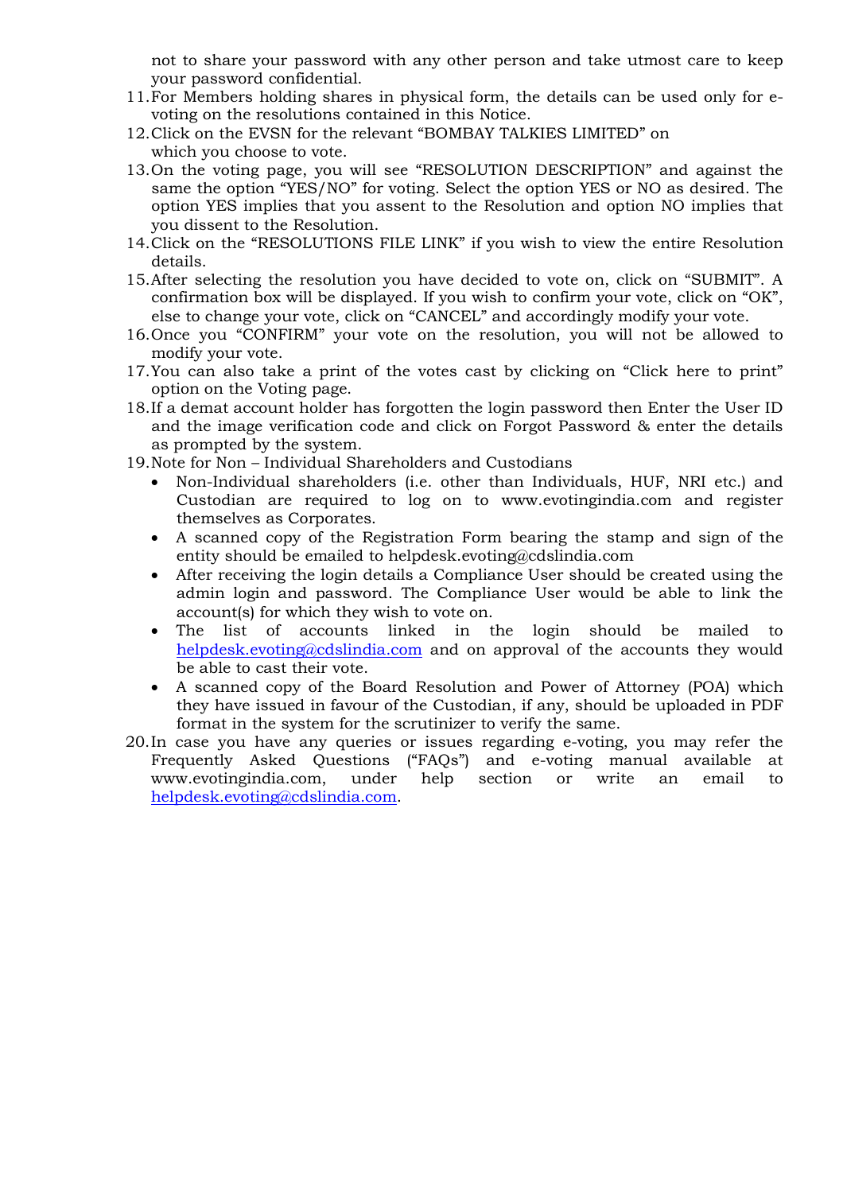not to share your password with any other person and take utmost care to keep your password confidential.

11. For Members holding shares in physical form, the details can be used only for e-voting on the resolutions contained in this Notice.
12. Click on the EVSN for the relevant "BOMBAY TALKIES LIMITED" on which you choose to vote.
13. On the voting page, you will see "RESOLUTION DESCRIPTION" and against the same the option "YES/NO" for voting. Select the option YES or NO as desired. The option YES implies that you assent to the Resolution and option NO implies that you dissent to the Resolution.
14. Click on the "RESOLUTIONS FILE LINK" if you wish to view the entire Resolution details.
15. After selecting the resolution you have decided to vote on, click on "SUBMIT". A confirmation box will be displayed. If you wish to confirm your vote, click on "OK", else to change your vote, click on "CANCEL" and accordingly modify your vote.
16. Once you "CONFIRM" your vote on the resolution, you will not be allowed to modify your vote.
17. You can also take a print of the votes cast by clicking on "Click here to print" option on the Voting page.
18. If a demat account holder has forgotten the login password then Enter the User ID and the image verification code and click on Forgot Password & enter the details as prompted by the system.
19. Note for Non – Individual Shareholders and Custodians
    - Non-Individual shareholders (i.e. other than Individuals, HUF, NRI etc.) and Custodian are required to log on to www.evotingindia.com and register themselves as Corporates.
    - A scanned copy of the Registration Form bearing the stamp and sign of the entity should be emailed to helpdesk.evoting@cdslindia.com
    - After receiving the login details a Compliance User should be created using the admin login and password. The Compliance User would be able to link the account(s) for which they wish to vote on.
    - The list of accounts linked in the login should be mailed to helpdesk.evoting@cdslindia.com and on approval of the accounts they would be able to cast their vote.
    - A scanned copy of the Board Resolution and Power of Attorney (POA) which they have issued in favour of the Custodian, if any, should be uploaded in PDF format in the system for the scrutinizer to verify the same.
20. In case you have any queries or issues regarding e-voting, you may refer the Frequently Asked Questions ("FAQs") and e-voting manual available at www.evotingindia.com, under help section or write an email to helpdesk.evoting@cdslindia.com.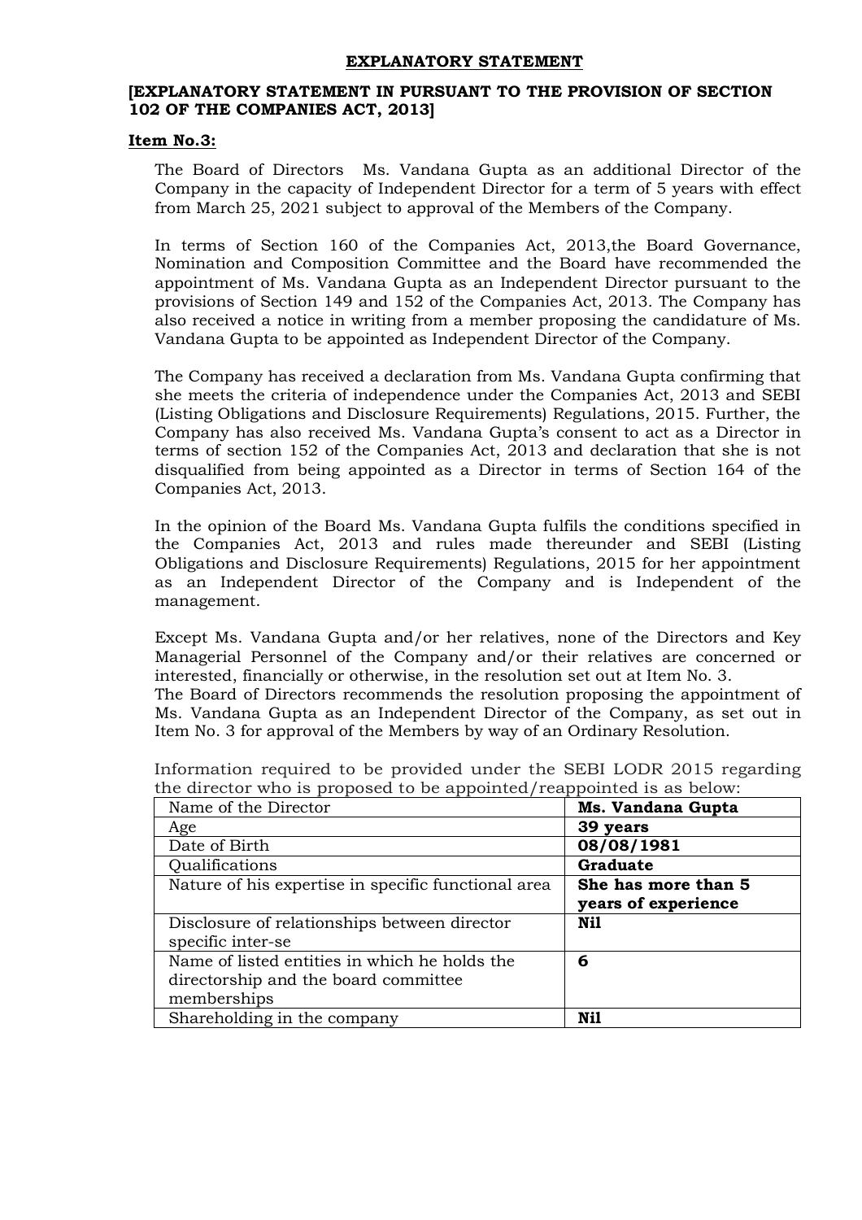**EXPLANATORY STATEMENT**

**[EXPLANATORY STATEMENT IN PURSUANT TO THE PROVISION OF SECTION 102 OF THE COMPANIES ACT, 2013]**

**Item No.3:**

The Board of Directors Ms. Vandana Gupta as an additional Director of the Company in the capacity of Independent Director for a term of 5 years with effect from March 25, 2021 subject to approval of the Members of the Company.

In terms of Section 160 of the Companies Act, 2013,the Board Governance, Nomination and Composition Committee and the Board have recommended the appointment of Ms. Vandana Gupta as an Independent Director pursuant to the provisions of Section 149 and 152 of the Companies Act, 2013. The Company has also received a notice in writing from a member proposing the candidature of Ms. Vandana Gupta to be appointed as Independent Director of the Company.

The Company has received a declaration from Ms. Vandana Gupta confirming that she meets the criteria of independence under the Companies Act, 2013 and SEBI (Listing Obligations and Disclosure Requirements) Regulations, 2015. Further, the Company has also received Ms. Vandana Gupta's consent to act as a Director in terms of section 152 of the Companies Act, 2013 and declaration that she is not disqualified from being appointed as a Director in terms of Section 164 of the Companies Act, 2013.

In the opinion of the Board Ms. Vandana Gupta fulfils the conditions specified in the Companies Act, 2013 and rules made thereunder and SEBI (Listing Obligations and Disclosure Requirements) Regulations, 2015 for her appointment as an Independent Director of the Company and is Independent of the management.

Except Ms. Vandana Gupta and/or her relatives, none of the Directors and Key Managerial Personnel of the Company and/or their relatives are concerned or interested, financially or otherwise, in the resolution set out at Item No. 3.
The Board of Directors recommends the resolution proposing the appointment of Ms. Vandana Gupta as an Independent Director of the Company, as set out in Item No. 3 for approval of the Members by way of an Ordinary Resolution.

Information required to be provided under the SEBI LODR 2015 regarding the director who is proposed to be appointed/reappointed is as below:

| Name of the Director | **Ms. Vandana Gupta** |
|---|---|
| Age | **39 years** |
| Date of Birth | **08/08/1981** |
| Qualifications | **Graduate** |
| Nature of his expertise in specific functional area | **She has more than 5 years of experience** |
| Disclosure of relationships between director specific inter-se | **Nil** |
| Name of listed entities in which he holds the directorship and the board committee memberships | **6** |
| Shareholding in the company | **Nil** |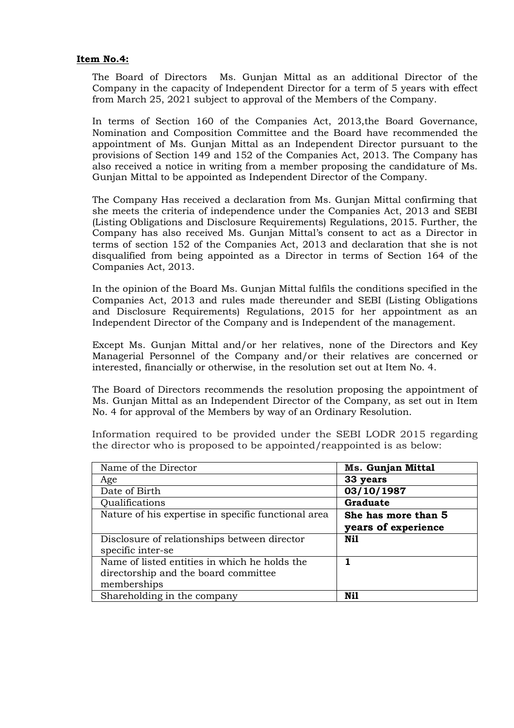**Item No.4:**

The Board of Directors  Ms. Gunjan Mittal as an additional Director of the Company in the capacity of Independent Director for a term of 5 years with effect from March 25, 2021 subject to approval of the Members of the Company.

In terms of Section 160 of the Companies Act, 2013,the Board Governance, Nomination and Composition Committee and the Board have recommended the appointment of Ms. Gunjan Mittal as an Independent Director pursuant to the provisions of Section 149 and 152 of the Companies Act, 2013. The Company has also received a notice in writing from a member proposing the candidature of Ms. Gunjan Mittal to be appointed as Independent Director of the Company.

The Company Has received a declaration from Ms. Gunjan Mittal confirming that she meets the criteria of independence under the Companies Act, 2013 and SEBI (Listing Obligations and Disclosure Requirements) Regulations, 2015. Further, the Company has also received Ms. Gunjan Mittal's consent to act as a Director in terms of section 152 of the Companies Act, 2013 and declaration that she is not disqualified from being appointed as a Director in terms of Section 164 of the Companies Act, 2013.

In the opinion of the Board Ms. Gunjan Mittal fulfils the conditions specified in the Companies Act, 2013 and rules made thereunder and SEBI (Listing Obligations and Disclosure Requirements) Regulations, 2015 for her appointment as an Independent Director of the Company and is Independent of the management.

Except Ms. Gunjan Mittal and/or her relatives, none of the Directors and Key Managerial Personnel of the Company and/or their relatives are concerned or interested, financially or otherwise, in the resolution set out at Item No. 4.

The Board of Directors recommends the resolution proposing the appointment of Ms. Gunjan Mittal as an Independent Director of the Company, as set out in Item No. 4 for approval of the Members by way of an Ordinary Resolution.

Information required to be provided under the SEBI LODR 2015 regarding the director who is proposed to be appointed/reappointed is as below:

| Name of the Director | **Ms. Gunjan Mittal** |
|---|---|
| Age | **33 years** |
| Date of Birth | **03/10/1987** |
| Qualifications | **Graduate** |
| Nature of his expertise in specific functional area | **She has more than 5 years of experience** |
| Disclosure of relationships between director specific inter-se | **Nil** |
| Name of listed entities in which he holds the directorship and the board committee memberships | **1** |
| Shareholding in the company | **Nil** |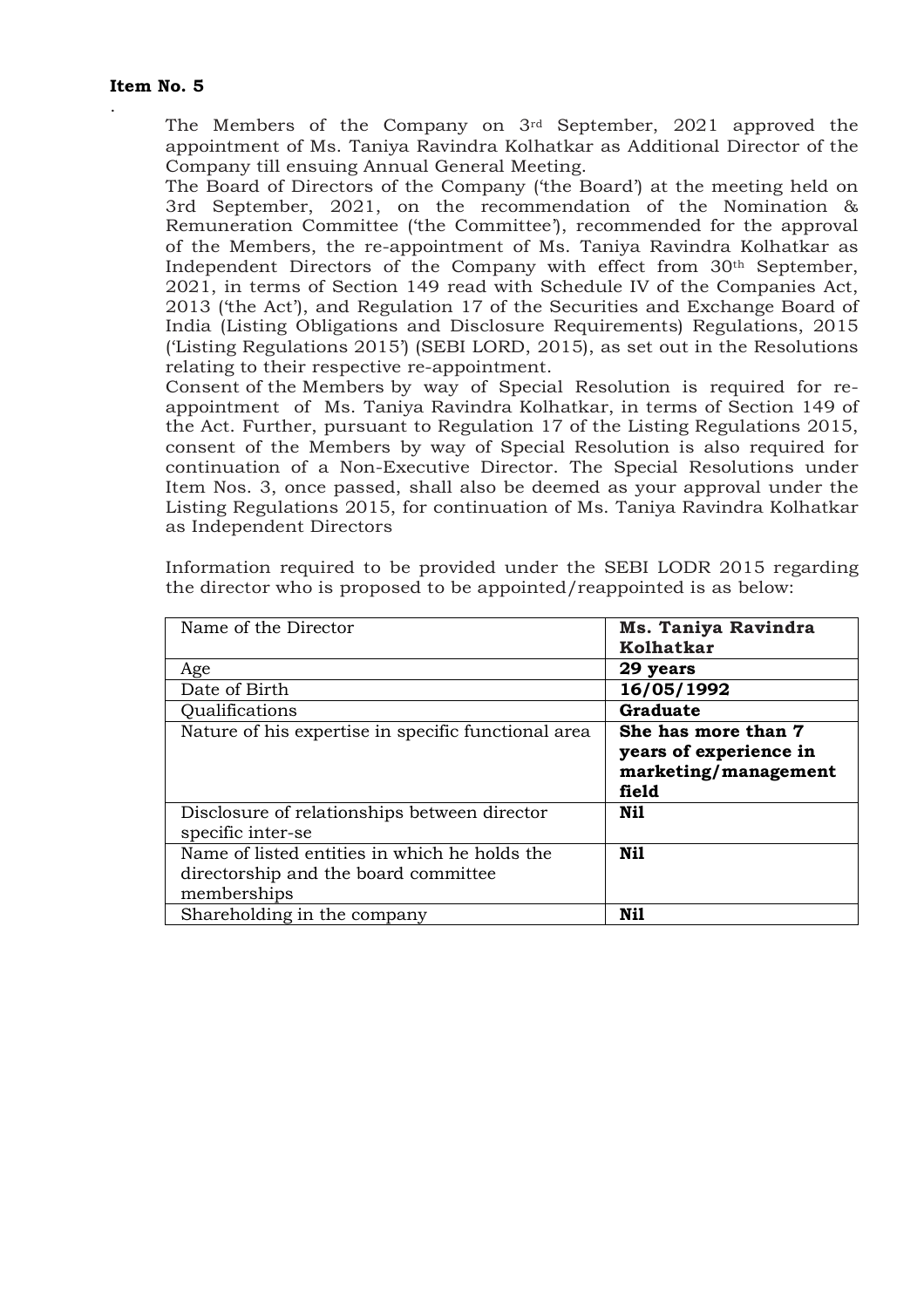**Item No. 5**

.

The Members of the Company on 3rd September, 2021 approved the appointment of Ms. Taniya Ravindra Kolhatkar as Additional Director of the Company till ensuing Annual General Meeting.

The Board of Directors of the Company ('the Board') at the meeting held on 3rd September, 2021, on the recommendation of the Nomination & Remuneration Committee ('the Committee'), recommended for the approval of the Members, the re-appointment of Ms. Taniya Ravindra Kolhatkar as Independent Directors of the Company with effect from 30th September, 2021, in terms of Section 149 read with Schedule IV of the Companies Act, 2013 ('the Act'), and Regulation 17 of the Securities and Exchange Board of India (Listing Obligations and Disclosure Requirements) Regulations, 2015 ('Listing Regulations 2015') (SEBI LORD, 2015), as set out in the Resolutions relating to their respective re-appointment.

Consent of the Members by way of Special Resolution is required for re-appointment of Ms. Taniya Ravindra Kolhatkar, in terms of Section 149 of the Act. Further, pursuant to Regulation 17 of the Listing Regulations 2015, consent of the Members by way of Special Resolution is also required for continuation of a Non-Executive Director. The Special Resolutions under Item Nos. 3, once passed, shall also be deemed as your approval under the Listing Regulations 2015, for continuation of Ms. Taniya Ravindra Kolhatkar as Independent Directors

Information required to be provided under the SEBI LODR 2015 regarding the director who is proposed to be appointed/reappointed is as below:

| | |
|---|---|
| Name of the Director | **Ms. Taniya Ravindra Kolhatkar** |
| Age | **29 years** |
| Date of Birth | **16/05/1992** |
| Qualifications | **Graduate** |
| Nature of his expertise in specific functional area | **She has more than 7 years of experience in marketing/management field** |
| Disclosure of relationships between director specific inter-se | **Nil** |
| Name of listed entities in which he holds the directorship and the board committee memberships | **Nil** |
| Shareholding in the company | **Nil** |